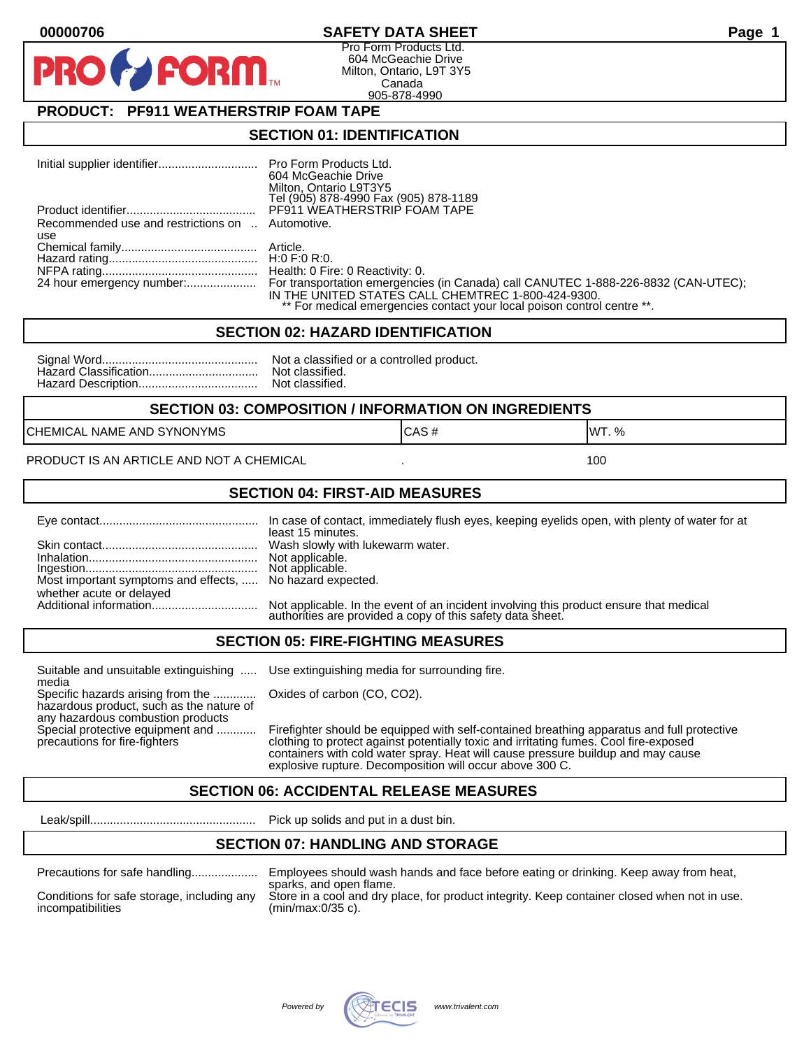00000706

# SAFETY DATA SHEET

Pro Form Products Ltd.
604 McGeachie Drive
Milton, Ontario, L9T 3Y5
Canada
905-878-4990

## PRODUCT: PF911 WEATHERSTRIP FOAM TAPE

## SECTION 01: IDENTIFICATION

| | |
|---|---|
| Initial supplier identifier | Pro Form Products Ltd. 604 McGeachie Drive Milton, Ontario L9T3Y5 Tel (905) 878-4990 Fax (905) 878-1189 |
| Product identifier | PF911 WEATHERSTRIP FOAM TAPE |
| Recommended use and restrictions on use | Automotive. |
| Chemical family | Article. |
| Hazard rating | H:0 F:0 R:0. |
| NFPA rating | Health: 0 Fire: 0 Reactivity: 0. |
| 24 hour emergency number: | For transportation emergencies (in Canada) call CANUTEC 1-888-226-8832 (CAN-UTEC); IN THE UNITED STATES CALL CHEMTREC 1-800-424-9300. ** For medical emergencies contact your local poison control centre **. |

## SECTION 02: HAZARD IDENTIFICATION

| | |
|---|---|
| Signal Word | Not a classified or a controlled product. |
| Hazard Classification | Not classified. |
| Hazard Description | Not classified. |

## SECTION 03: COMPOSITION / INFORMATION ON INGREDIENTS

| CHEMICAL NAME AND SYNONYMS | CAS # | WT. % |
|---|---|---|
| PRODUCT IS AN ARTICLE AND NOT A CHEMICAL | . | 100 |

## SECTION 04: FIRST-AID MEASURES

| | |
|---|---|
| Eye contact | In case of contact, immediately flush eyes, keeping eyelids open, with plenty of water for at least 15 minutes. |
| Skin contact | Wash slowly with lukewarm water. |
| Inhalation | Not applicable. |
| Ingestion | Not applicable. |
| Most important symptoms and effects, whether acute or delayed | No hazard expected. |
| Additional information | Not applicable. In the event of an incident involving this product ensure that medical authorities are provided a copy of this safety data sheet. |

## SECTION 05: FIRE-FIGHTING MEASURES

| | |
|---|---|
| Suitable and unsuitable extinguishing media | Use extinguishing media for surrounding fire. |
| Specific hazards arising from the hazardous product, such as the nature of any hazardous combustion products | Oxides of carbon (CO, CO2). |
| Special protective equipment and precautions for fire-fighters | Firefighter should be equipped with self-contained breathing apparatus and full protective clothing to protect against potentially toxic and irritating fumes. Cool fire-exposed containers with cold water spray. Heat will cause pressure buildup and may cause explosive rupture. Decomposition will occur above 300 C. |

## SECTION 06: ACCIDENTAL RELEASE MEASURES

| | |
|---|---|
| Leak/spill | Pick up solids and put in a dust bin. |

## SECTION 07: HANDLING AND STORAGE

| | |
|---|---|
| Precautions for safe handling | Employees should wash hands and face before eating or drinking. Keep away from heat, sparks, and open flame. |
| Conditions for safe storage, including any incompatibilities | Store in a cool and dry place, for product integrity. Keep container closed when not in use. (min/max:0/35 c). |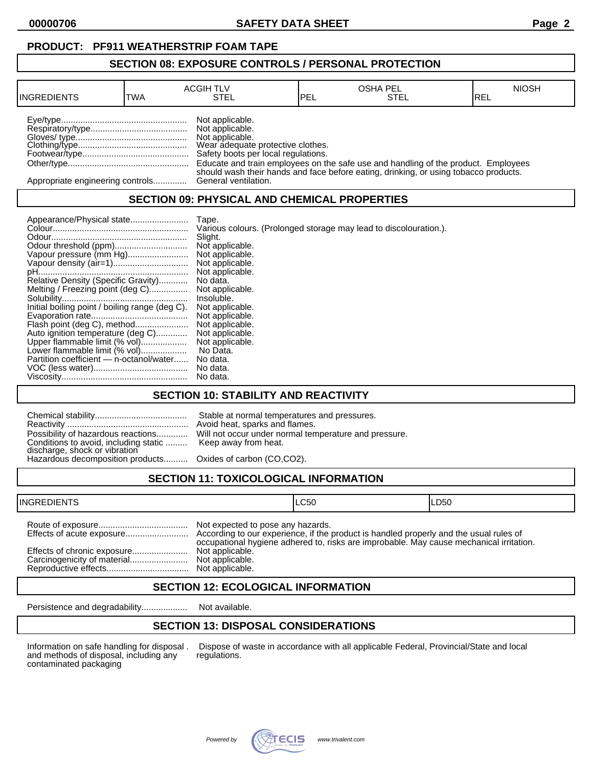**PRODUCT: PF911 WEATHERSTRIP FOAM TAPE**

## SECTION 08: EXPOSURE CONTROLS / PERSONAL PROTECTION

| INGREDIENTS | ACGIH TLV TWA | ACGIH TLV STEL | OSHA PEL PEL | OSHA PEL STEL | NIOSH REL |
|---|---|---|---|---|---|

Eye/type.................................................... Not applicable.
Respiratory/type........................................ Not applicable.
Gloves/ type............................................... Not applicable.
Clothing/type............................................. Wear adequate protective clothes.
Footwear/type............................................ Safety boots per local regulations.
Other/type.................................................. Educate and train employees on the safe use and handling of the product. Employees should wash their hands and face before eating, drinking, or using tobacco products.
Appropriate engineering controls.............. General ventilation.

## SECTION 09: PHYSICAL AND CHEMICAL PROPERTIES

Appearance/Physical state........................ Tape.
Colour........................................................ Various colours. (Prolonged storage may lead to discolouration.).
Odour........................................................ Slight.
Odour threshold (ppm).............................. Not applicable.
Vapour pressure (mm Hg)......................... Not applicable.
Vapour density (air=1)............................... Not applicable.
pH.............................................................. Not applicable.
Relative Density (Specific Gravity)............ No data.
Melting / Freezing point (deg C)................ Not applicable.
Solubility.................................................... Insoluble.
Initial boiling point / boiling range (deg C). Not applicable.
Evaporation rate........................................ Not applicable.
Flash point (deg C), method...................... Not applicable.
Auto ignition temperature (deg C)............. Not applicable.
Upper flammable limit (% vol)................... Not applicable.
Lower flammable limit (% vol)................... No Data.
Partition coefficient — n-octanol/water...... No data.
VOC (less water)....................................... No data.
Viscosity.................................................... No data.

## SECTION 10: STABILITY AND REACTIVITY

Chemical stability...................................... Stable at normal temperatures and pressures.
Reactivity .................................................. Avoid heat, sparks and flames.
Possibility of hazardous reactions............. Will not occur under normal temperature and pressure.
Conditions to avoid, including static discharge, shock or vibration ......... Keep away from heat.
Hazardous decomposition products.......... Oxides of carbon (CO,CO2).

## SECTION 11: TOXICOLOGICAL INFORMATION

| INGREDIENTS | LC50 | LD50 |
|---|---|---|

Route of exposure..................................... Not expected to pose any hazards.
Effects of acute exposure.......................... According to our experience, if the product is handled properly and the usual rules of occupational hygiene adhered to, risks are improbable. May cause mechanical irritation.
Effects of chronic exposure....................... Not applicable.
Carcinogenicity of material........................ Not applicable.
Reproductive effects.................................. Not applicable.

## SECTION 12: ECOLOGICAL INFORMATION

Persistence and degradability................... Not available.

## SECTION 13: DISPOSAL CONSIDERATIONS

Information on safe handling for disposal and methods of disposal, including any contaminated packaging . Dispose of waste in accordance with all applicable Federal, Provincial/State and local regulations.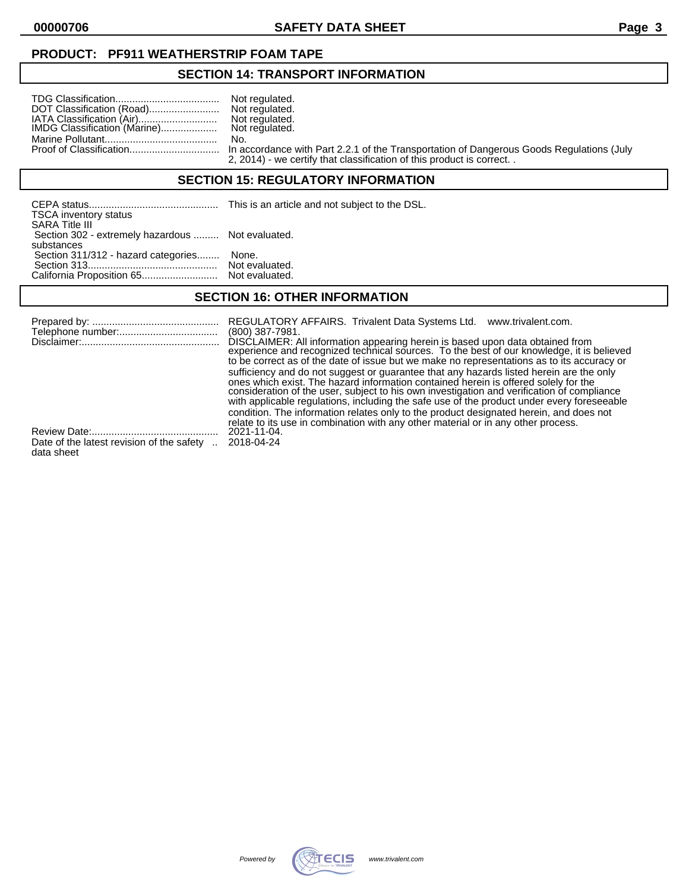**PRODUCT: PF911 WEATHERSTRIP FOAM TAPE**

## SECTION 14: TRANSPORT INFORMATION

| | |
|---|---|
| TDG Classification | Not regulated. |
| DOT Classification (Road) | Not regulated. |
| IATA Classification (Air) | Not regulated. |
| IMDG Classification (Marine) | Not regulated. |
| Marine Pollutant | No. |
| Proof of Classification | In accordance with Part 2.2.1 of the Transportation of Dangerous Goods Regulations (July 2, 2014) - we certify that classification of this product is correct. . |

## SECTION 15: REGULATORY INFORMATION

| | |
|---|---|
| CEPA status | This is an article and not subject to the DSL. |
| TSCA inventory status | |
| SARA Title III | |
| Section 302 - extremely hazardous substances | Not evaluated. |
| Section 311/312 - hazard categories | None. |
| Section 313 | Not evaluated. |
| California Proposition 65 | Not evaluated. |

## SECTION 16: OTHER INFORMATION

| | |
|---|---|
| Prepared by: | REGULATORY AFFAIRS. Trivalent Data Systems Ltd. www.trivalent.com. |
| Telephone number: | (800) 387-7981. |
| Disclaimer: | DISCLAIMER: All information appearing herein is based upon data obtained from experience and recognized technical sources. To the best of our knowledge, it is believed to be correct as of the date of issue but we make no representations as to its accuracy or sufficiency and do not suggest or guarantee that any hazards listed herein are the only ones which exist. The hazard information contained herein is offered solely for the consideration of the user, subject to his own investigation and verification of compliance with applicable regulations, including the safe use of the product under every foreseeable condition. The information relates only to the product designated herein, and does not relate to its use in combination with any other material or in any other process. |
| Review Date: | 2021-11-04. |
| Date of the latest revision of the safety data sheet | 2018-04-24 |